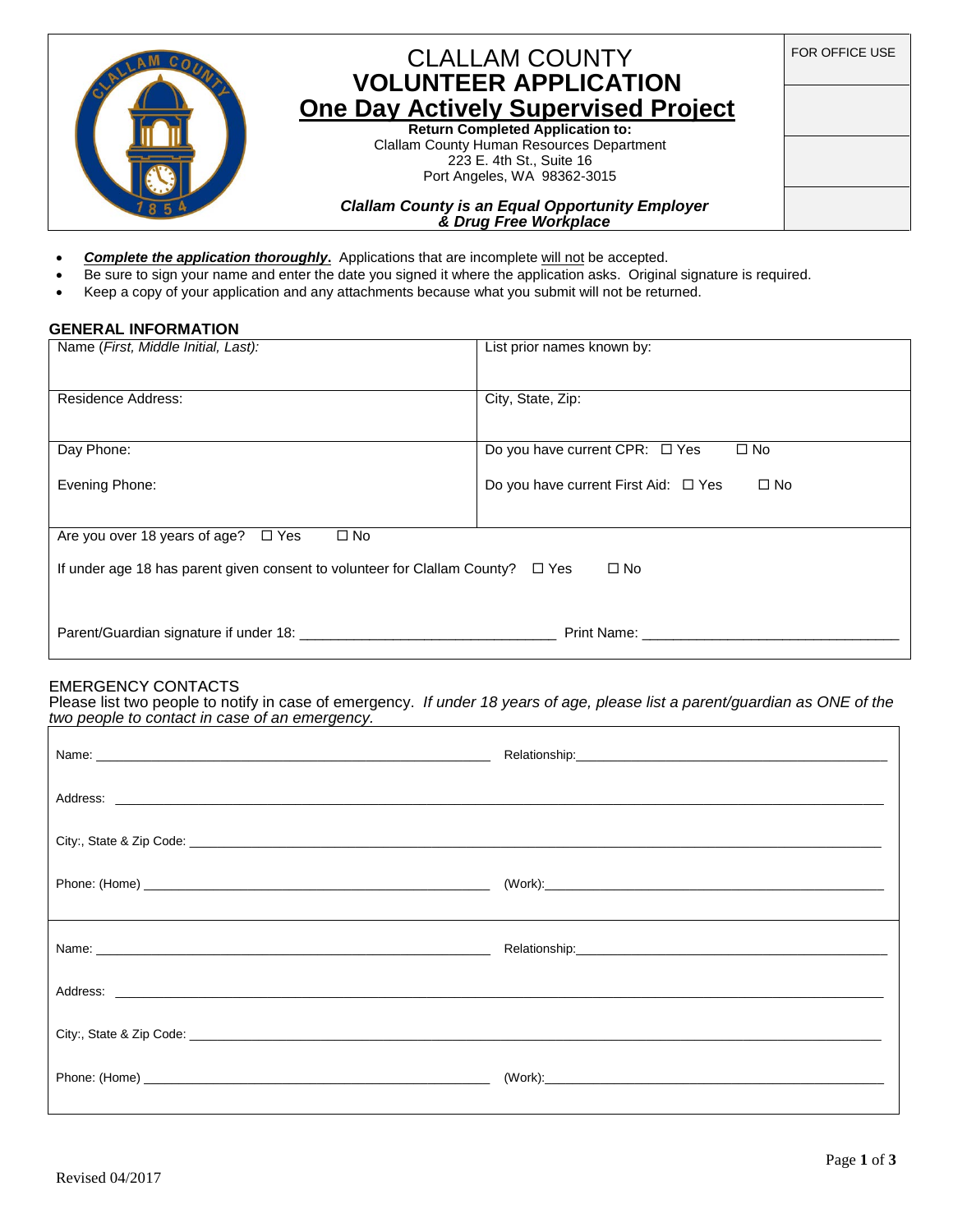# CLALLAM COUNTY
# VOLUNTEER APPLICATION
## One Day Actively Supervised Project

**Return Completed Application to:**
Clallam County Human Resources Department
223 E. 4th St., Suite 16
Port Angeles, WA 98362-3015

***Clallam County is an Equal Opportunity Employer & Drug Free Workplace***

FOR OFFICE USE

- ***Complete the application thoroughly*.** Applications that are incomplete will not be accepted.
- Be sure to sign your name and enter the date you signed it where the application asks. Original signature is required.
- Keep a copy of your application and any attachments because what you submit will not be returned.

### GENERAL INFORMATION

| Name (*First, Middle Initial, Last*): | List prior names known by: |
|---|---|
| Residence Address: | City, State, Zip: |
| Day Phone:<br><br>Evening Phone: | Do you have current CPR: ☐ Yes ☐ No<br><br>Do you have current First Aid: ☐ Yes ☐ No |

Are you over 18 years of age? ☐ Yes ☐ No

If under age 18 has parent given consent to volunteer for Clallam County? ☐ Yes ☐ No

Parent/Guardian signature if under 18: ________________________________ Print Name: ________________________________

### EMERGENCY CONTACTS

Please list two people to notify in case of emergency. *If under 18 years of age, please list a parent/guardian as ONE of the two people to contact in case of an emergency.*

Name: ________________________________ Relationship: ________________________________

Address: ________________________________________________________________

City:, State & Zip Code: ________________________________________________________________

Phone: (Home) ________________________________ (Work): ________________________________

Name: ________________________________ Relationship: ________________________________

Address: ________________________________________________________________

City:, State & Zip Code: ________________________________________________________________

Phone: (Home) ________________________________ (Work): ________________________________

Revised 04/2017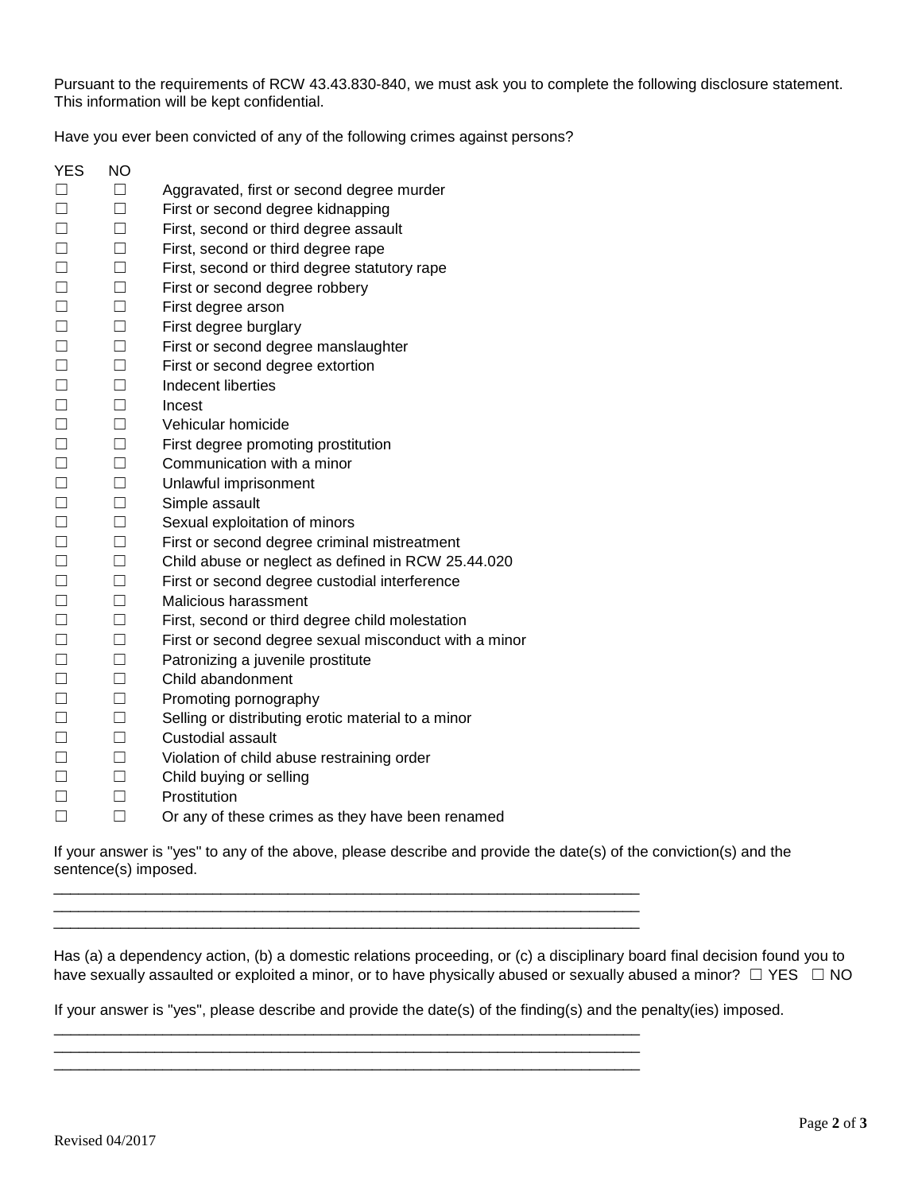Pursuant to the requirements of RCW 43.43.830-840, we must ask you to complete the following disclosure statement. This information will be kept confidential.

Have you ever been convicted of any of the following crimes against persons?

| YES | NO | |
|---|---|---|
| ☐ | ☐ | Aggravated, first or second degree murder |
| ☐ | ☐ | First or second degree kidnapping |
| ☐ | ☐ | First, second or third degree assault |
| ☐ | ☐ | First, second or third degree rape |
| ☐ | ☐ | First, second or third degree statutory rape |
| ☐ | ☐ | First or second degree robbery |
| ☐ | ☐ | First degree arson |
| ☐ | ☐ | First degree burglary |
| ☐ | ☐ | First or second degree manslaughter |
| ☐ | ☐ | First or second degree extortion |
| ☐ | ☐ | Indecent liberties |
| ☐ | ☐ | Incest |
| ☐ | ☐ | Vehicular homicide |
| ☐ | ☐ | First degree promoting prostitution |
| ☐ | ☐ | Communication with a minor |
| ☐ | ☐ | Unlawful imprisonment |
| ☐ | ☐ | Simple assault |
| ☐ | ☐ | Sexual exploitation of minors |
| ☐ | ☐ | First or second degree criminal mistreatment |
| ☐ | ☐ | Child abuse or neglect as defined in RCW 25.44.020 |
| ☐ | ☐ | First or second degree custodial interference |
| ☐ | ☐ | Malicious harassment |
| ☐ | ☐ | First, second or third degree child molestation |
| ☐ | ☐ | First or second degree sexual misconduct with a minor |
| ☐ | ☐ | Patronizing a juvenile prostitute |
| ☐ | ☐ | Child abandonment |
| ☐ | ☐ | Promoting pornography |
| ☐ | ☐ | Selling or distributing erotic material to a minor |
| ☐ | ☐ | Custodial assault |
| ☐ | ☐ | Violation of child abuse restraining order |
| ☐ | ☐ | Child buying or selling |
| ☐ | ☐ | Prostitution |
| ☐ | ☐ | Or any of these crimes as they have been renamed |

If your answer is "yes" to any of the above, please describe and provide the date(s) of the conviction(s) and the sentence(s) imposed.

\_\_\_\_\_\_\_\_\_\_\_\_\_\_\_\_\_\_\_\_\_\_\_\_\_\_\_\_\_\_\_\_\_\_\_\_\_\_\_\_\_\_\_\_\_\_\_\_\_\_\_\_\_\_\_\_\_\_\_\_\_\_\_\_\_\_\_\_\_\_

\_\_\_\_\_\_\_\_\_\_\_\_\_\_\_\_\_\_\_\_\_\_\_\_\_\_\_\_\_\_\_\_\_\_\_\_\_\_\_\_\_\_\_\_\_\_\_\_\_\_\_\_\_\_\_\_\_\_\_\_\_\_\_\_\_\_\_\_\_\_

\_\_\_\_\_\_\_\_\_\_\_\_\_\_\_\_\_\_\_\_\_\_\_\_\_\_\_\_\_\_\_\_\_\_\_\_\_\_\_\_\_\_\_\_\_\_\_\_\_\_\_\_\_\_\_\_\_\_\_\_\_\_\_\_\_\_\_\_\_\_

Has (a) a dependency action, (b) a domestic relations proceeding, or (c) a disciplinary board final decision found you to have sexually assaulted or exploited a minor, or to have physically abused or sexually abused a minor? ☐ YES ☐ NO

If your answer is "yes", please describe and provide the date(s) of the finding(s) and the penalty(ies) imposed.

\_\_\_\_\_\_\_\_\_\_\_\_\_\_\_\_\_\_\_\_\_\_\_\_\_\_\_\_\_\_\_\_\_\_\_\_\_\_\_\_\_\_\_\_\_\_\_\_\_\_\_\_\_\_\_\_\_\_\_\_\_\_\_\_\_\_\_\_\_\_

\_\_\_\_\_\_\_\_\_\_\_\_\_\_\_\_\_\_\_\_\_\_\_\_\_\_\_\_\_\_\_\_\_\_\_\_\_\_\_\_\_\_\_\_\_\_\_\_\_\_\_\_\_\_\_\_\_\_\_\_\_\_\_\_\_\_\_\_\_\_

\_\_\_\_\_\_\_\_\_\_\_\_\_\_\_\_\_\_\_\_\_\_\_\_\_\_\_\_\_\_\_\_\_\_\_\_\_\_\_\_\_\_\_\_\_\_\_\_\_\_\_\_\_\_\_\_\_\_\_\_\_\_\_\_\_\_\_\_\_\_

Revised 04/2017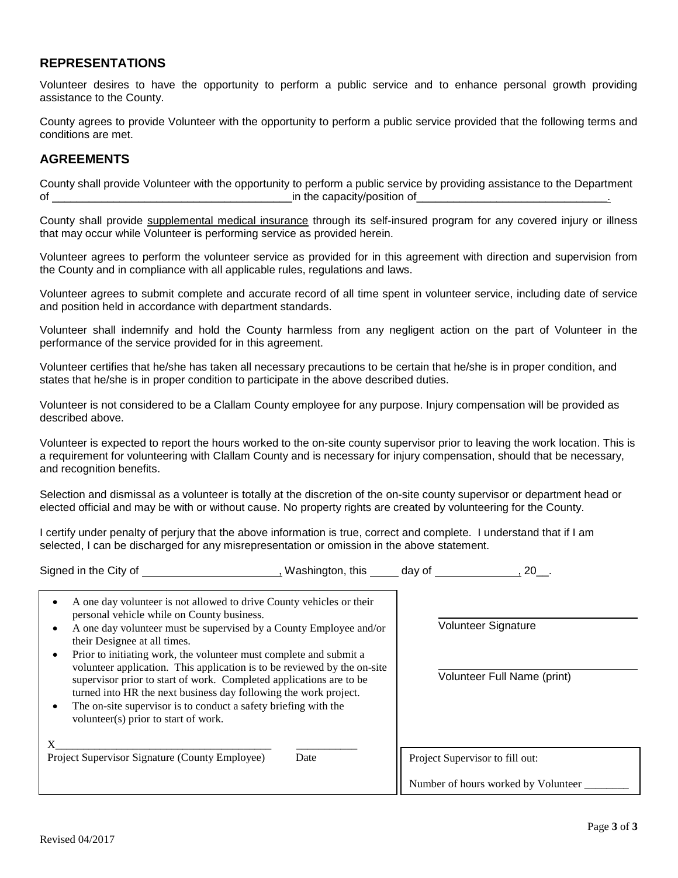## REPRESENTATIONS

Volunteer desires to have the opportunity to perform a public service and to enhance personal growth providing assistance to the County.

County agrees to provide Volunteer with the opportunity to perform a public service provided that the following terms and conditions are met.

## AGREEMENTS

County shall provide Volunteer with the opportunity to perform a public service by providing assistance to the Department of ________________________________________ in the capacity/position of ________________________________.

County shall provide supplemental medical insurance through its self-insured program for any covered injury or illness that may occur while Volunteer is performing service as provided herein.

Volunteer agrees to perform the volunteer service as provided for in this agreement with direction and supervision from the County and in compliance with all applicable rules, regulations and laws.

Volunteer agrees to submit complete and accurate record of all time spent in volunteer service, including date of service and position held in accordance with department standards.

Volunteer shall indemnify and hold the County harmless from any negligent action on the part of Volunteer in the performance of the service provided for in this agreement.

Volunteer certifies that he/she has taken all necessary precautions to be certain that he/she is in proper condition, and states that he/she is in proper condition to participate in the above described duties.

Volunteer is not considered to be a Clallam County employee for any purpose. Injury compensation will be provided as described above.

Volunteer is expected to report the hours worked to the on-site county supervisor prior to leaving the work location. This is a requirement for volunteering with Clallam County and is necessary for injury compensation, should that be necessary, and recognition benefits.

Selection and dismissal as a volunteer is totally at the discretion of the on-site county supervisor or department head or elected official and may be with or without cause. No property rights are created by volunteering for the County.

I certify under penalty of perjury that the above information is true, correct and complete. I understand that if I am selected, I can be discharged for any misrepresentation or omission in the above statement.

Signed in the City of ______________________, Washington, this _____ day of _____________, 20__.

- A one day volunteer is not allowed to drive County vehicles or their personal vehicle while on County business.
- A one day volunteer must be supervised by a County Employee and/or their Designee at all times.
- Prior to initiating work, the volunteer must complete and submit a volunteer application. This application is to be reviewed by the on-site supervisor prior to start of work. Completed applications are to be turned into HR the next business day following the work project.
- The on-site supervisor is to conduct a safety briefing with the volunteer(s) prior to start of work.

X________________________________________ ___________
Project Supervisor Signature (County Employee) Date

______________________________
Volunteer Signature

______________________________
Volunteer Full Name (print)

Project Supervisor to fill out:

Number of hours worked by Volunteer ________

Revised 04/2017